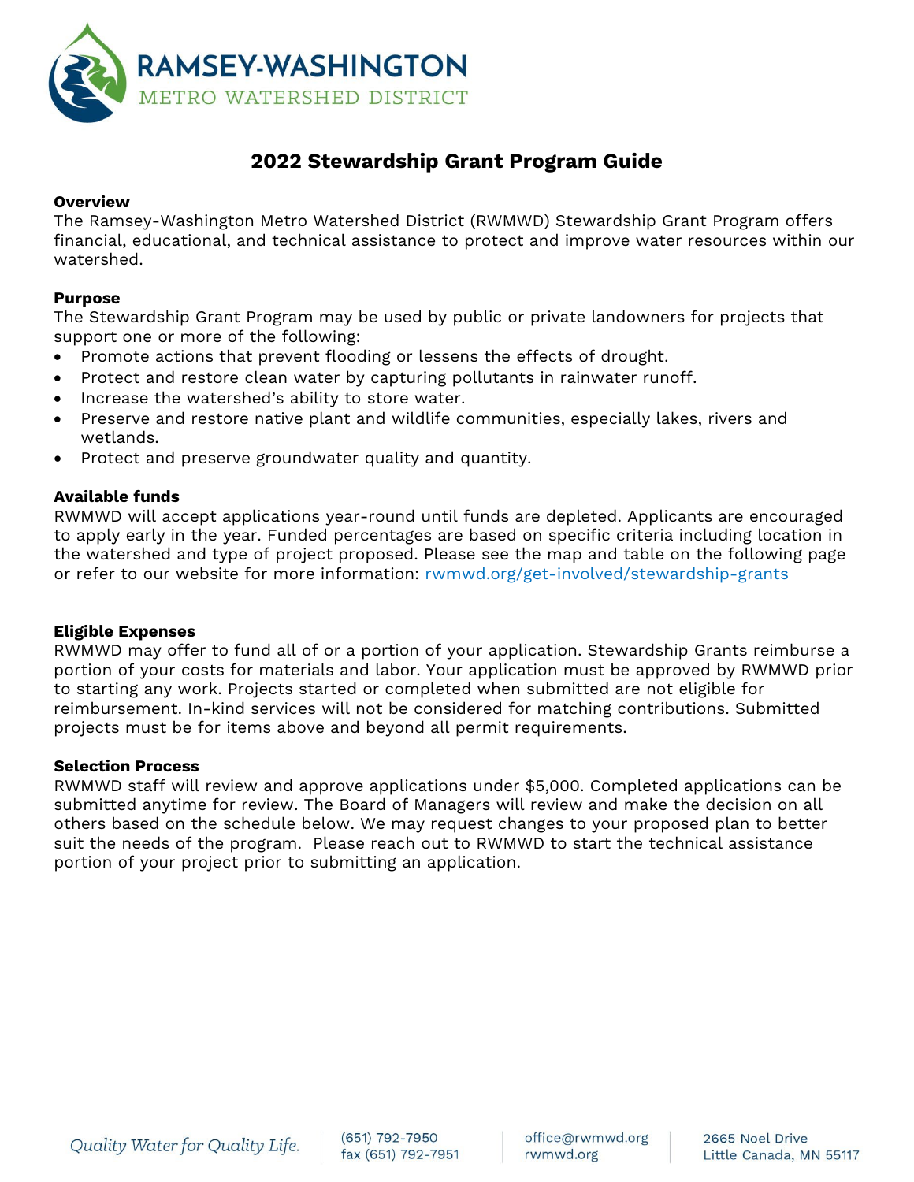# RAMSEY-WASHINGTON
METRO WATERSHED DISTRICT

## 2022 Stewardship Grant Program Guide

**Overview**
The Ramsey-Washington Metro Watershed District (RWMWD) Stewardship Grant Program offers financial, educational, and technical assistance to protect and improve water resources within our watershed.

**Purpose**
The Stewardship Grant Program may be used by public or private landowners for projects that support one or more of the following:

- Promote actions that prevent flooding or lessens the effects of drought.
- Protect and restore clean water by capturing pollutants in rainwater runoff.
- Increase the watershed's ability to store water.
- Preserve and restore native plant and wildlife communities, especially lakes, rivers and wetlands.
- Protect and preserve groundwater quality and quantity.

**Available funds**
RWMWD will accept applications year-round until funds are depleted. Applicants are encouraged to apply early in the year. Funded percentages are based on specific criteria including location in the watershed and type of project proposed. Please see the map and table on the following page or refer to our website for more information: rwmwd.org/get-involved/stewardship-grants

**Eligible Expenses**
RWMWD may offer to fund all of or a portion of your application. Stewardship Grants reimburse a portion of your costs for materials and labor. Your application must be approved by RWMWD prior to starting any work. Projects started or completed when submitted are not eligible for reimbursement. In-kind services will not be considered for matching contributions. Submitted projects must be for items above and beyond all permit requirements.

**Selection Process**
RWMWD staff will review and approve applications under $5,000. Completed applications can be submitted anytime for review. The Board of Managers will review and make the decision on all others based on the schedule below. We may request changes to your proposed plan to better suit the needs of the program. Please reach out to RWMWD to start the technical assistance portion of your project prior to submitting an application.

*Quality Water for Quality Life.* | (651) 792-7950 fax (651) 792-7951 | office@rwmwd.org rwmwd.org | 2665 Noel Drive Little Canada, MN 55117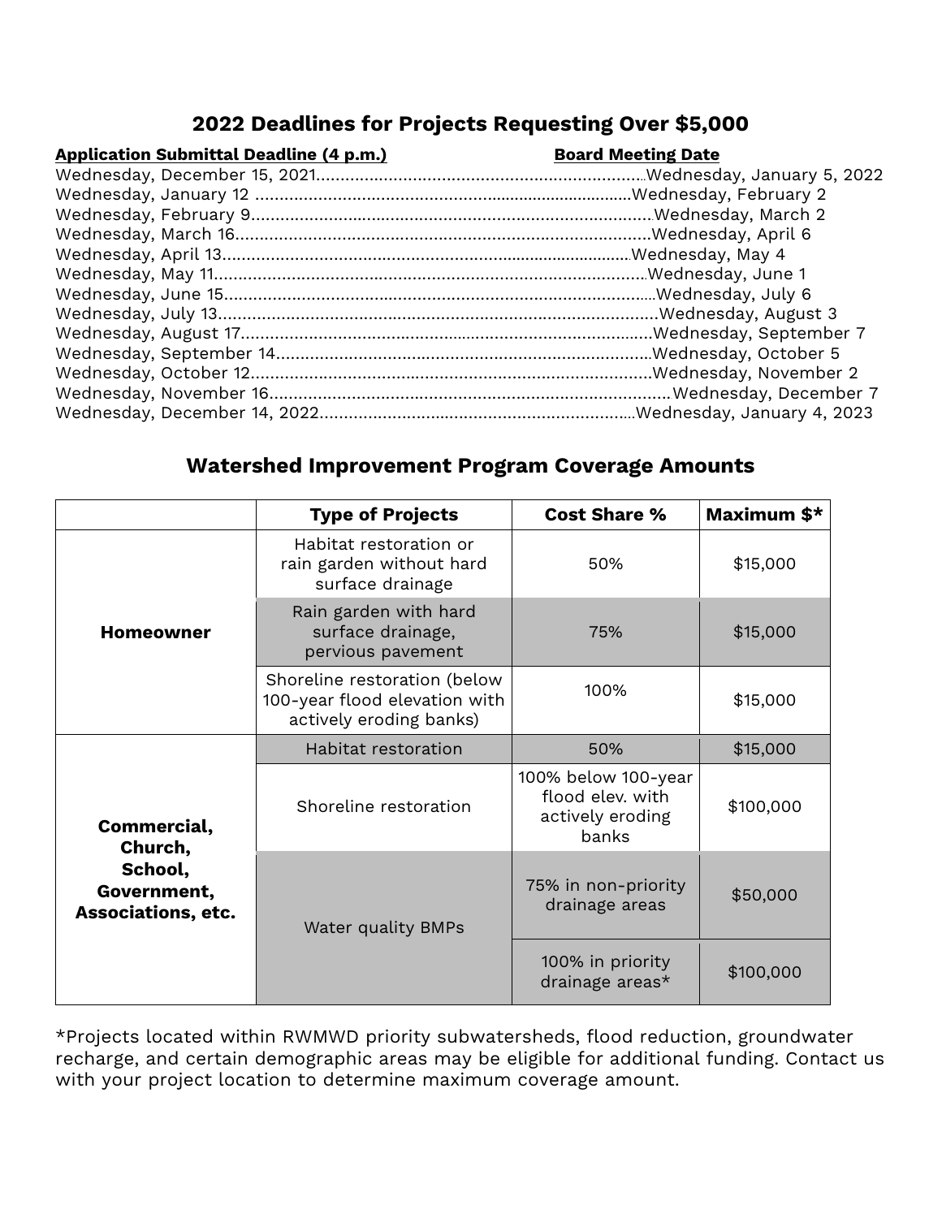## 2022 Deadlines for Projects Requesting Over $5,000

| Application Submittal Deadline (4 p.m.) | Board Meeting Date |
| --- | --- |
| Wednesday, December 15, 2021 | Wednesday, January 5, 2022 |
| Wednesday, January 12 | Wednesday, February 2 |
| Wednesday, February 9 | Wednesday, March 2 |
| Wednesday, March 16 | Wednesday, April 6 |
| Wednesday, April 13 | Wednesday, May 4 |
| Wednesday, May 11 | Wednesday, June 1 |
| Wednesday, June 15 | Wednesday, July 6 |
| Wednesday, July 13 | Wednesday, August 3 |
| Wednesday, August 17 | Wednesday, September 7 |
| Wednesday, September 14 | Wednesday, October 5 |
| Wednesday, October 12 | Wednesday, November 2 |
| Wednesday, November 16 | Wednesday, December 7 |
| Wednesday, December 14, 2022 | Wednesday, January 4, 2023 |

## Watershed Improvement Program Coverage Amounts

| | Type of Projects | Cost Share % | Maximum $* |
| --- | --- | --- | --- |
| **Homeowner** | Habitat restoration or rain garden without hard surface drainage | 50% | $15,000 |
| | Rain garden with hard surface drainage, pervious pavement | 75% | $15,000 |
| | Shoreline restoration (below 100-year flood elevation with actively eroding banks) | 100% | $15,000 |
| **Commercial, Church, School, Government, Associations, etc.** | Habitat restoration | 50% | $15,000 |
| | Shoreline restoration | 100% below 100-year flood elev. with actively eroding banks | $100,000 |
| | Water quality BMPs | 75% in non-priority drainage areas | $50,000 |
| | | 100% in priority drainage areas* | $100,000 |

*Projects located within RWMWD priority subwatersheds, flood reduction, groundwater recharge, and certain demographic areas may be eligible for additional funding. Contact us with your project location to determine maximum coverage amount.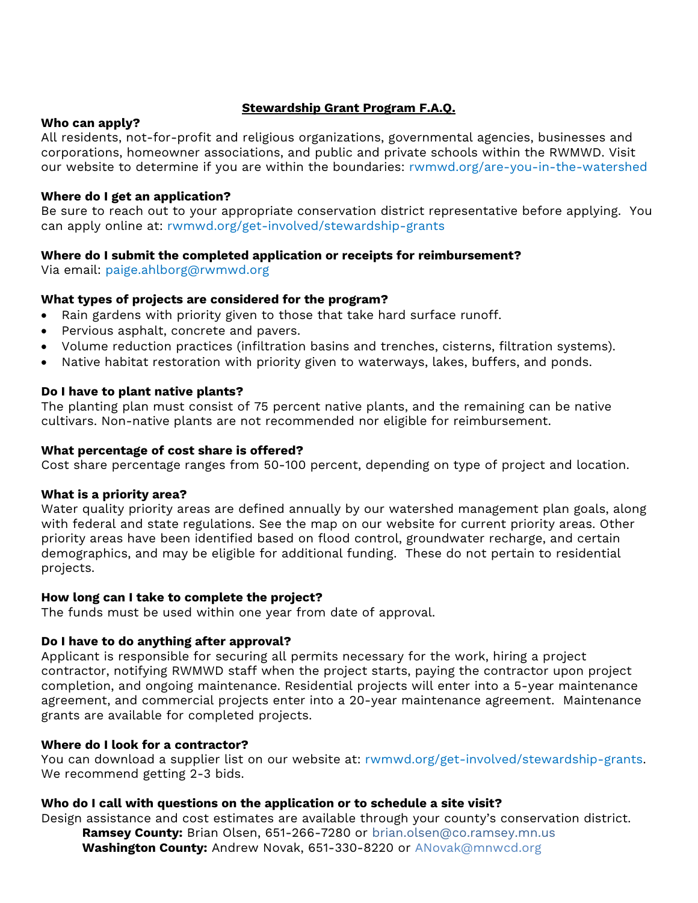## Stewardship Grant Program F.A.Q.

**Who can apply?**
All residents, not-for-profit and religious organizations, governmental agencies, businesses and corporations, homeowner associations, and public and private schools within the RWMWD. Visit our website to determine if you are within the boundaries: rwmwd.org/are-you-in-the-watershed

**Where do I get an application?**
Be sure to reach out to your appropriate conservation district representative before applying. You can apply online at: rwmwd.org/get-involved/stewardship-grants

**Where do I submit the completed application or receipts for reimbursement?**
Via email: paige.ahlborg@rwmwd.org

**What types of projects are considered for the program?**

- Rain gardens with priority given to those that take hard surface runoff.
- Pervious asphalt, concrete and pavers.
- Volume reduction practices (infiltration basins and trenches, cisterns, filtration systems).
- Native habitat restoration with priority given to waterways, lakes, buffers, and ponds.

**Do I have to plant native plants?**
The planting plan must consist of 75 percent native plants, and the remaining can be native cultivars. Non-native plants are not recommended nor eligible for reimbursement.

**What percentage of cost share is offered?**
Cost share percentage ranges from 50-100 percent, depending on type of project and location.

**What is a priority area?**
Water quality priority areas are defined annually by our watershed management plan goals, along with federal and state regulations. See the map on our website for current priority areas. Other priority areas have been identified based on flood control, groundwater recharge, and certain demographics, and may be eligible for additional funding. These do not pertain to residential projects.

**How long can I take to complete the project?**
The funds must be used within one year from date of approval.

**Do I have to do anything after approval?**
Applicant is responsible for securing all permits necessary for the work, hiring a project contractor, notifying RWMWD staff when the project starts, paying the contractor upon project completion, and ongoing maintenance. Residential projects will enter into a 5-year maintenance agreement, and commercial projects enter into a 20-year maintenance agreement. Maintenance grants are available for completed projects.

**Where do I look for a contractor?**
You can download a supplier list on our website at: rwmwd.org/get-involved/stewardship-grants. We recommend getting 2-3 bids.

**Who do I call with questions on the application or to schedule a site visit?**
Design assistance and cost estimates are available through your county's conservation district.
**Ramsey County:** Brian Olsen, 651-266-7280 or brian.olsen@co.ramsey.mn.us
**Washington County:** Andrew Novak, 651-330-8220 or ANovak@mnwcd.org